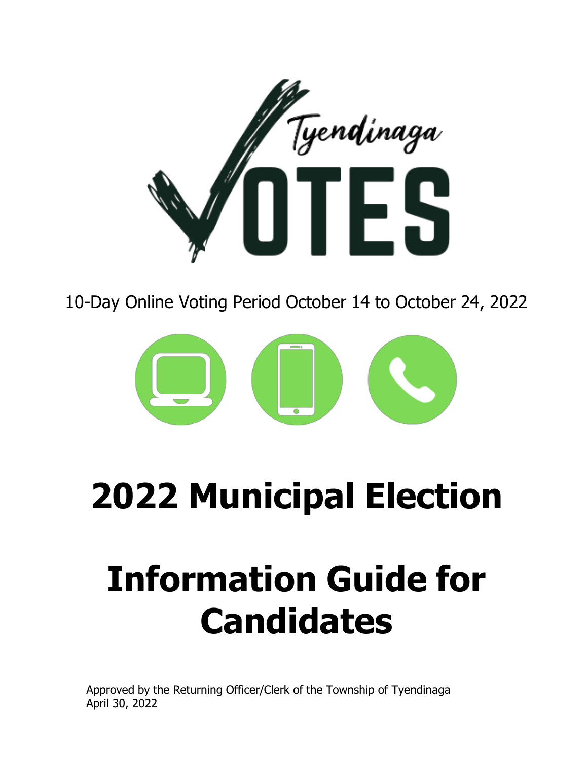Tyendinaga VOTES

10-Day Online Voting Period October 14 to October 24, 2022

# 2022 Municipal Election

# Information Guide for Candidates

Approved by the Returning Officer/Clerk of the Township of Tyendinaga
April 30, 2022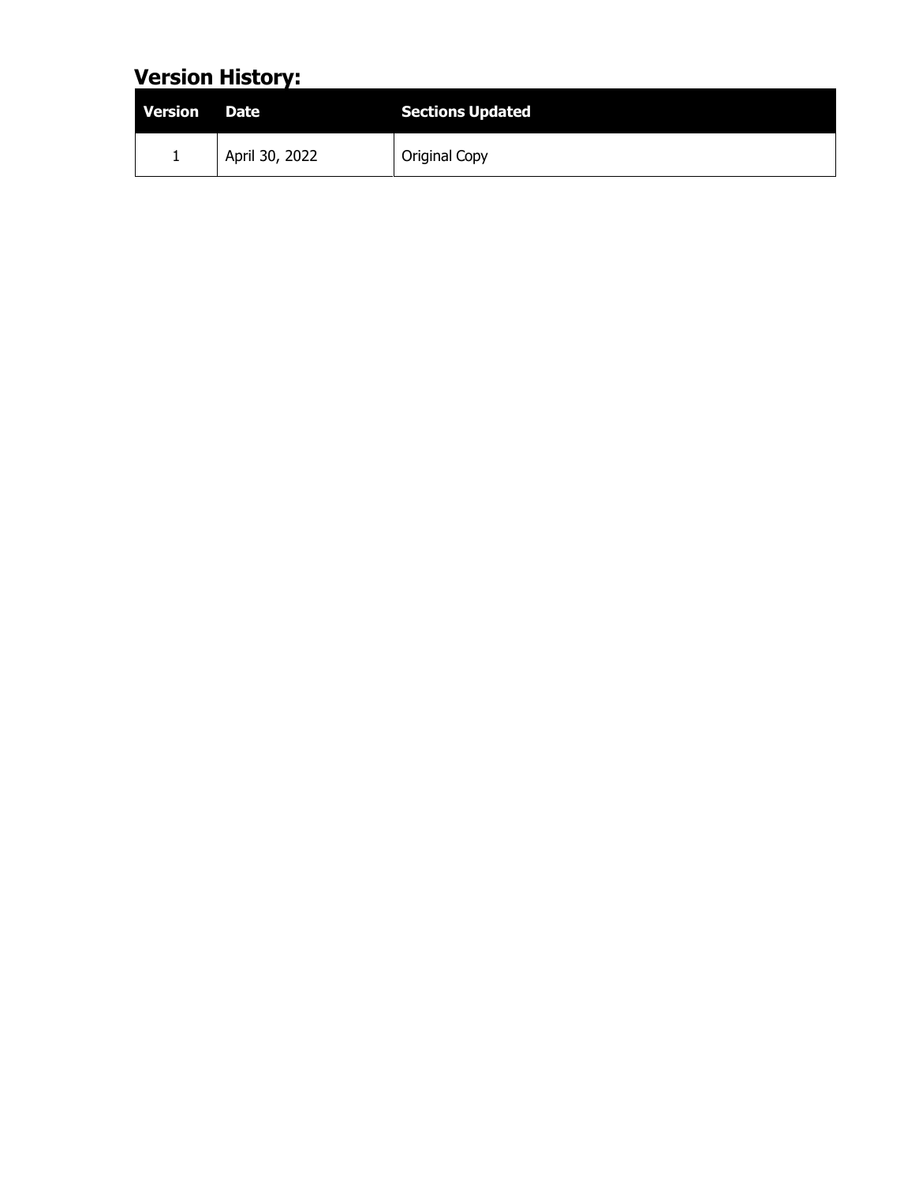## Version History:

| Version | Date | Sections Updated |
| --- | --- | --- |
| 1 | April 30, 2022 | Original Copy |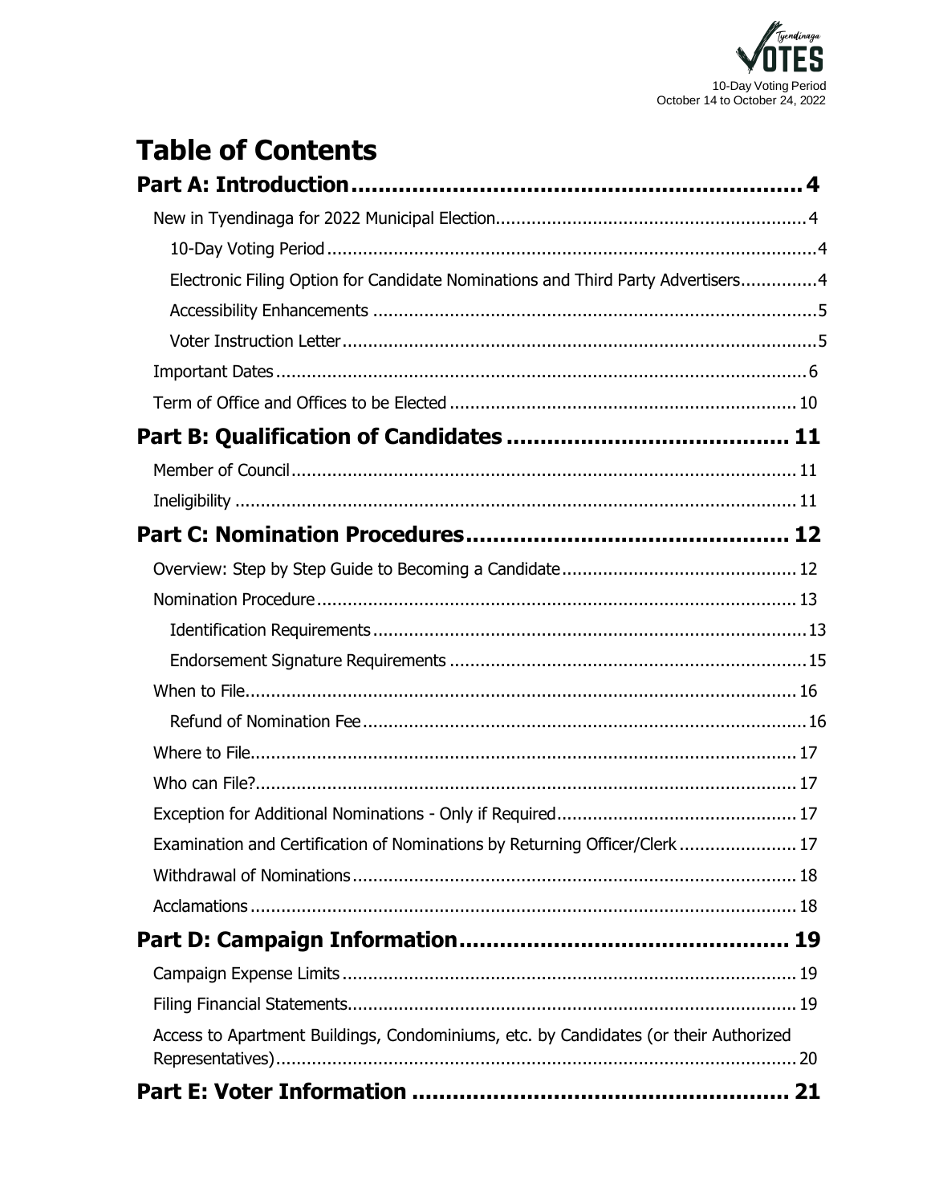# Table of Contents

**Part A: Introduction .......... 4**

- New in Tyendinaga for 2022 Municipal Election .......... 4
  - 10-Day Voting Period .......... 4
  - Electronic Filing Option for Candidate Nominations and Third Party Advertisers .......... 4
  - Accessibility Enhancements .......... 5
  - Voter Instruction Letter .......... 5
- Important Dates .......... 6
- Term of Office and Offices to be Elected .......... 10

**Part B: Qualification of Candidates .......... 11**

- Member of Council .......... 11
- Ineligibility .......... 11

**Part C: Nomination Procedures .......... 12**

- Overview: Step by Step Guide to Becoming a Candidate .......... 12
- Nomination Procedure .......... 13
  - Identification Requirements .......... 13
  - Endorsement Signature Requirements .......... 15
- When to File .......... 16
  - Refund of Nomination Fee .......... 16
- Where to File .......... 17
- Who can File? .......... 17
- Exception for Additional Nominations - Only if Required .......... 17
- Examination and Certification of Nominations by Returning Officer/Clerk .......... 17
- Withdrawal of Nominations .......... 18
- Acclamations .......... 18

**Part D: Campaign Information .......... 19**

- Campaign Expense Limits .......... 19
- Filing Financial Statements .......... 19
- Access to Apartment Buildings, Condominiums, etc. by Candidates (or their Authorized Representatives) .......... 20

**Part E: Voter Information .......... 21**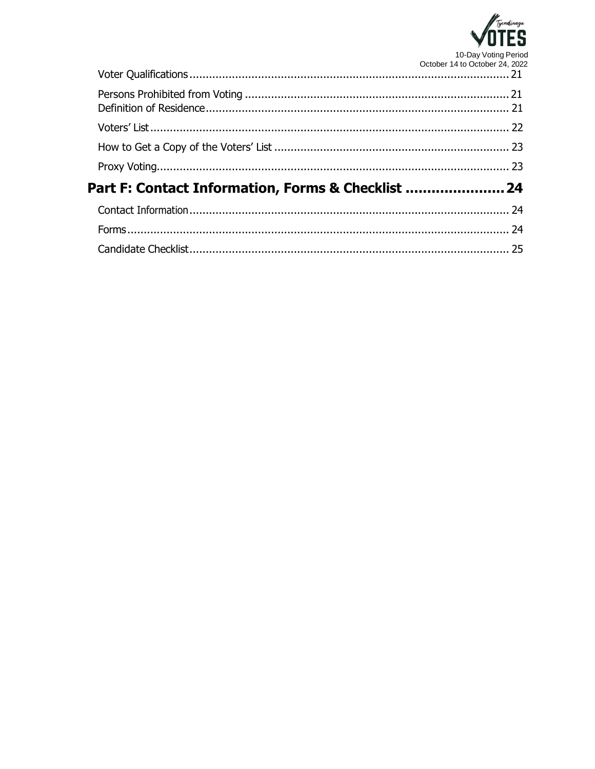Voter Qualifications ........................................................................................ 21

Persons Prohibited from Voting ........................................................................ 21

Definition of Residence ..................................................................................... 21

Voters' List ......................................................................................................... 22

How to Get a Copy of the Voters' List ............................................................... 23

Proxy Voting ....................................................................................................... 23

**Part F: Contact Information, Forms & Checklist ......................24**

Contact Information ........................................................................................... 24

Forms .................................................................................................................. 24

Candidate Checklist ............................................................................................ 25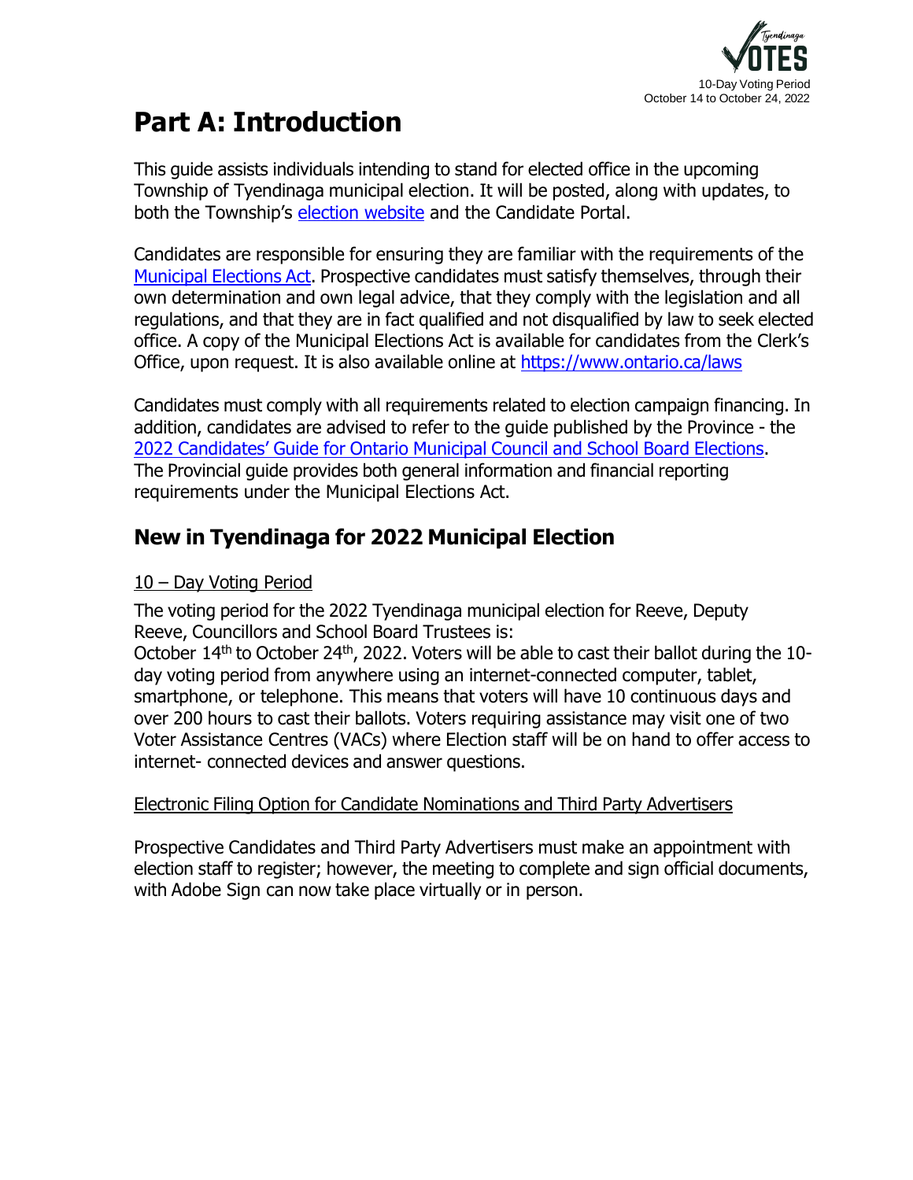# Part A: Introduction

This guide assists individuals intending to stand for elected office in the upcoming Township of Tyendinaga municipal election. It will be posted, along with updates, to both the Township's election website and the Candidate Portal.

Candidates are responsible for ensuring they are familiar with the requirements of the Municipal Elections Act. Prospective candidates must satisfy themselves, through their own determination and own legal advice, that they comply with the legislation and all regulations, and that they are in fact qualified and not disqualified by law to seek elected office. A copy of the Municipal Elections Act is available for candidates from the Clerk's Office, upon request. It is also available online at https://www.ontario.ca/laws

Candidates must comply with all requirements related to election campaign financing. In addition, candidates are advised to refer to the guide published by the Province - the 2022 Candidates' Guide for Ontario Municipal Council and School Board Elections. The Provincial guide provides both general information and financial reporting requirements under the Municipal Elections Act.

## New in Tyendinaga for 2022 Municipal Election

10 – Day Voting Period

The voting period for the 2022 Tyendinaga municipal election for Reeve, Deputy Reeve, Councillors and School Board Trustees is:
October 14th to October 24th, 2022. Voters will be able to cast their ballot during the 10-day voting period from anywhere using an internet-connected computer, tablet, smartphone, or telephone. This means that voters will have 10 continuous days and over 200 hours to cast their ballots. Voters requiring assistance may visit one of two Voter Assistance Centres (VACs) where Election staff will be on hand to offer access to internet- connected devices and answer questions.

Electronic Filing Option for Candidate Nominations and Third Party Advertisers

Prospective Candidates and Third Party Advertisers must make an appointment with election staff to register; however, the meeting to complete and sign official documents, with Adobe Sign can now take place virtually or in person.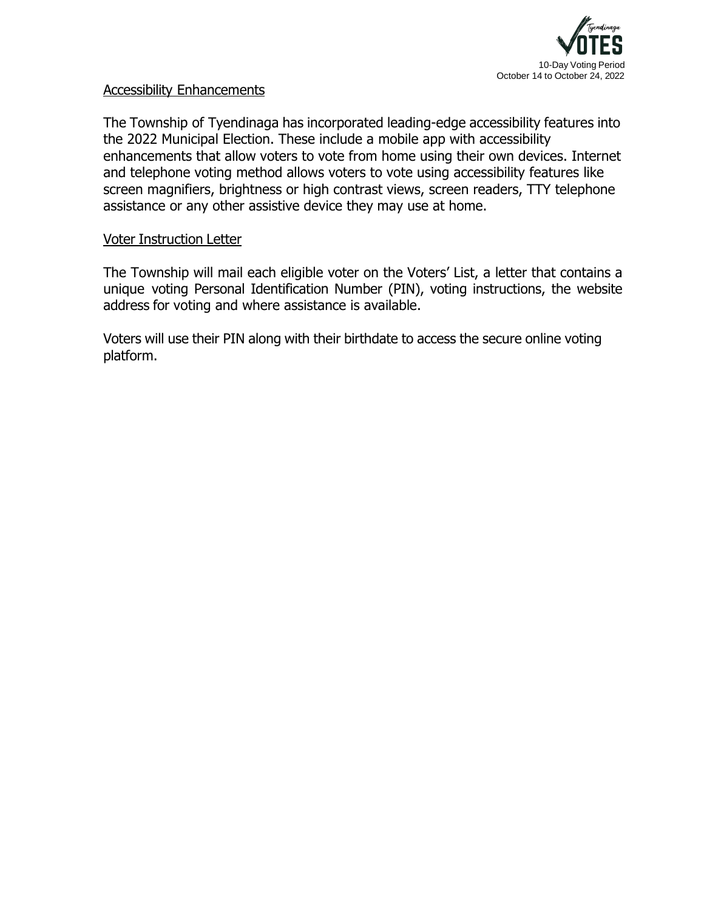## Accessibility Enhancements

The Township of Tyendinaga has incorporated leading-edge accessibility features into the 2022 Municipal Election. These include a mobile app with accessibility enhancements that allow voters to vote from home using their own devices. Internet and telephone voting method allows voters to vote using accessibility features like screen magnifiers, brightness or high contrast views, screen readers, TTY telephone assistance or any other assistive device they may use at home.

## Voter Instruction Letter

The Township will mail each eligible voter on the Voters' List, a letter that contains a unique voting Personal Identification Number (PIN), voting instructions, the website address for voting and where assistance is available.

Voters will use their PIN along with their birthdate to access the secure online voting platform.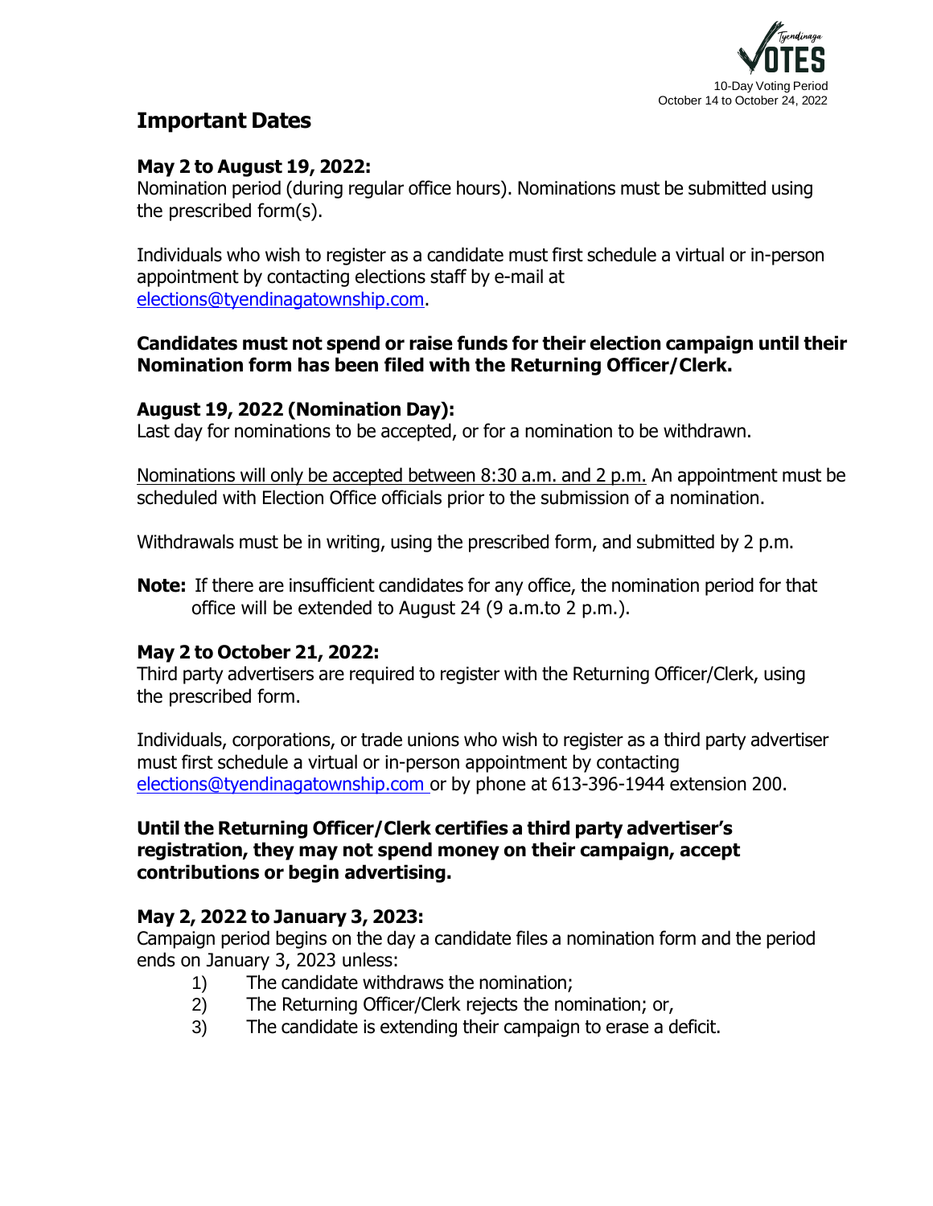10-Day Voting Period
October 14 to October 24, 2022

# Important Dates

### May 2 to August 19, 2022:

Nomination period (during regular office hours). Nominations must be submitted using the prescribed form(s).

Individuals who wish to register as a candidate must first schedule a virtual or in-person appointment by contacting elections staff by e-mail at elections@tyendinagatownship.com.

**Candidates must not spend or raise funds for their election campaign until their Nomination form has been filed with the Returning Officer/Clerk.**

### August 19, 2022 (Nomination Day):

Last day for nominations to be accepted, or for a nomination to be withdrawn.

Nominations will only be accepted between 8:30 a.m. and 2 p.m. An appointment must be scheduled with Election Office officials prior to the submission of a nomination.

Withdrawals must be in writing, using the prescribed form, and submitted by 2 p.m.

**Note:** If there are insufficient candidates for any office, the nomination period for that office will be extended to August 24 (9 a.m.to 2 p.m.).

### May 2 to October 21, 2022:

Third party advertisers are required to register with the Returning Officer/Clerk, using the prescribed form.

Individuals, corporations, or trade unions who wish to register as a third party advertiser must first schedule a virtual or in-person appointment by contacting elections@tyendinagatownship.com or by phone at 613-396-1944 extension 200.

**Until the Returning Officer/Clerk certifies a third party advertiser's registration, they may not spend money on their campaign, accept contributions or begin advertising.**

### May 2, 2022 to January 3, 2023:

Campaign period begins on the day a candidate files a nomination form and the period ends on January 3, 2023 unless:

1) The candidate withdraws the nomination;
2) The Returning Officer/Clerk rejects the nomination; or,
3) The candidate is extending their campaign to erase a deficit.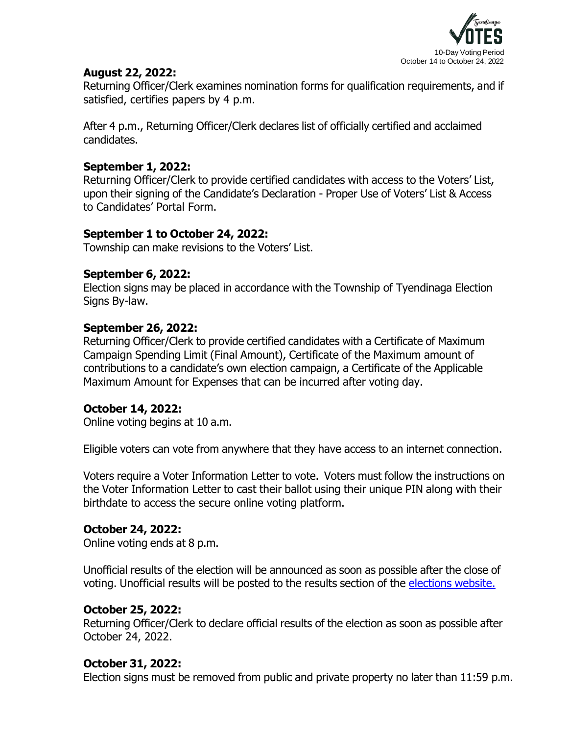**August 22, 2022:**
Returning Officer/Clerk examines nomination forms for qualification requirements, and if satisfied, certifies papers by 4 p.m.

After 4 p.m., Returning Officer/Clerk declares list of officially certified and acclaimed candidates.

**September 1, 2022:**
Returning Officer/Clerk to provide certified candidates with access to the Voters' List, upon their signing of the Candidate's Declaration - Proper Use of Voters' List & Access to Candidates' Portal Form.

**September 1 to October 24, 2022:**
Township can make revisions to the Voters' List.

**September 6, 2022:**
Election signs may be placed in accordance with the Township of Tyendinaga Election Signs By-law.

**September 26, 2022:**
Returning Officer/Clerk to provide certified candidates with a Certificate of Maximum Campaign Spending Limit (Final Amount), Certificate of the Maximum amount of contributions to a candidate's own election campaign, a Certificate of the Applicable Maximum Amount for Expenses that can be incurred after voting day.

**October 14, 2022:**
Online voting begins at 10 a.m.

Eligible voters can vote from anywhere that they have access to an internet connection.

Voters require a Voter Information Letter to vote. Voters must follow the instructions on the Voter Information Letter to cast their ballot using their unique PIN along with their birthdate to access the secure online voting platform.

**October 24, 2022:**
Online voting ends at 8 p.m.

Unofficial results of the election will be announced as soon as possible after the close of voting. Unofficial results will be posted to the results section of the elections website.

**October 25, 2022:**
Returning Officer/Clerk to declare official results of the election as soon as possible after October 24, 2022.

**October 31, 2022:**
Election signs must be removed from public and private property no later than 11:59 p.m.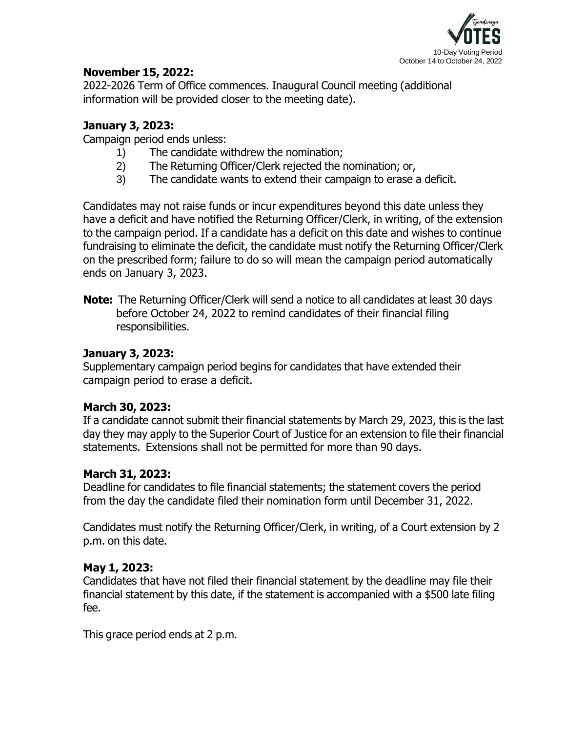**November 15, 2022:**
2022-2026 Term of Office commences. Inaugural Council meeting (additional information will be provided closer to the meeting date).

**January 3, 2023:**
Campaign period ends unless:

1) The candidate withdrew the nomination;
2) The Returning Officer/Clerk rejected the nomination; or,
3) The candidate wants to extend their campaign to erase a deficit.

Candidates may not raise funds or incur expenditures beyond this date unless they have a deficit and have notified the Returning Officer/Clerk, in writing, of the extension to the campaign period. If a candidate has a deficit on this date and wishes to continue fundraising to eliminate the deficit, the candidate must notify the Returning Officer/Clerk on the prescribed form; failure to do so will mean the campaign period automatically ends on January 3, 2023.

**Note:** The Returning Officer/Clerk will send a notice to all candidates at least 30 days before October 24, 2022 to remind candidates of their financial filing responsibilities.

**January 3, 2023:**
Supplementary campaign period begins for candidates that have extended their campaign period to erase a deficit.

**March 30, 2023:**
If a candidate cannot submit their financial statements by March 29, 2023, this is the last day they may apply to the Superior Court of Justice for an extension to file their financial statements. Extensions shall not be permitted for more than 90 days.

**March 31, 2023:**
Deadline for candidates to file financial statements; the statement covers the period from the day the candidate filed their nomination form until December 31, 2022.

Candidates must notify the Returning Officer/Clerk, in writing, of a Court extension by 2 p.m. on this date.

**May 1, 2023:**
Candidates that have not filed their financial statement by the deadline may file their financial statement by this date, if the statement is accompanied with a $500 late filing fee.

This grace period ends at 2 p.m.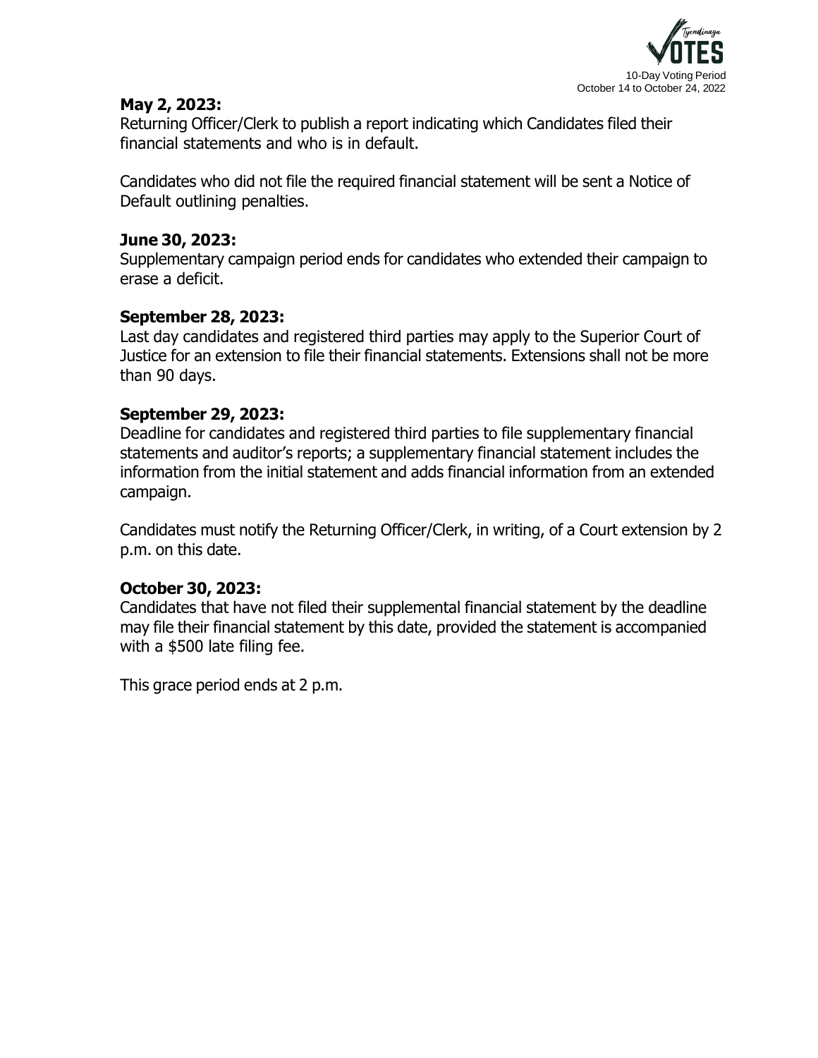**May 2, 2023:**
Returning Officer/Clerk to publish a report indicating which Candidates filed their financial statements and who is in default.

Candidates who did not file the required financial statement will be sent a Notice of Default outlining penalties.

**June 30, 2023:**
Supplementary campaign period ends for candidates who extended their campaign to erase a deficit.

**September 28, 2023:**
Last day candidates and registered third parties may apply to the Superior Court of Justice for an extension to file their financial statements. Extensions shall not be more than 90 days.

**September 29, 2023:**
Deadline for candidates and registered third parties to file supplementary financial statements and auditor's reports; a supplementary financial statement includes the information from the initial statement and adds financial information from an extended campaign.

Candidates must notify the Returning Officer/Clerk, in writing, of a Court extension by 2 p.m. on this date.

**October 30, 2023:**
Candidates that have not filed their supplemental financial statement by the deadline may file their financial statement by this date, provided the statement is accompanied with a $500 late filing fee.

This grace period ends at 2 p.m.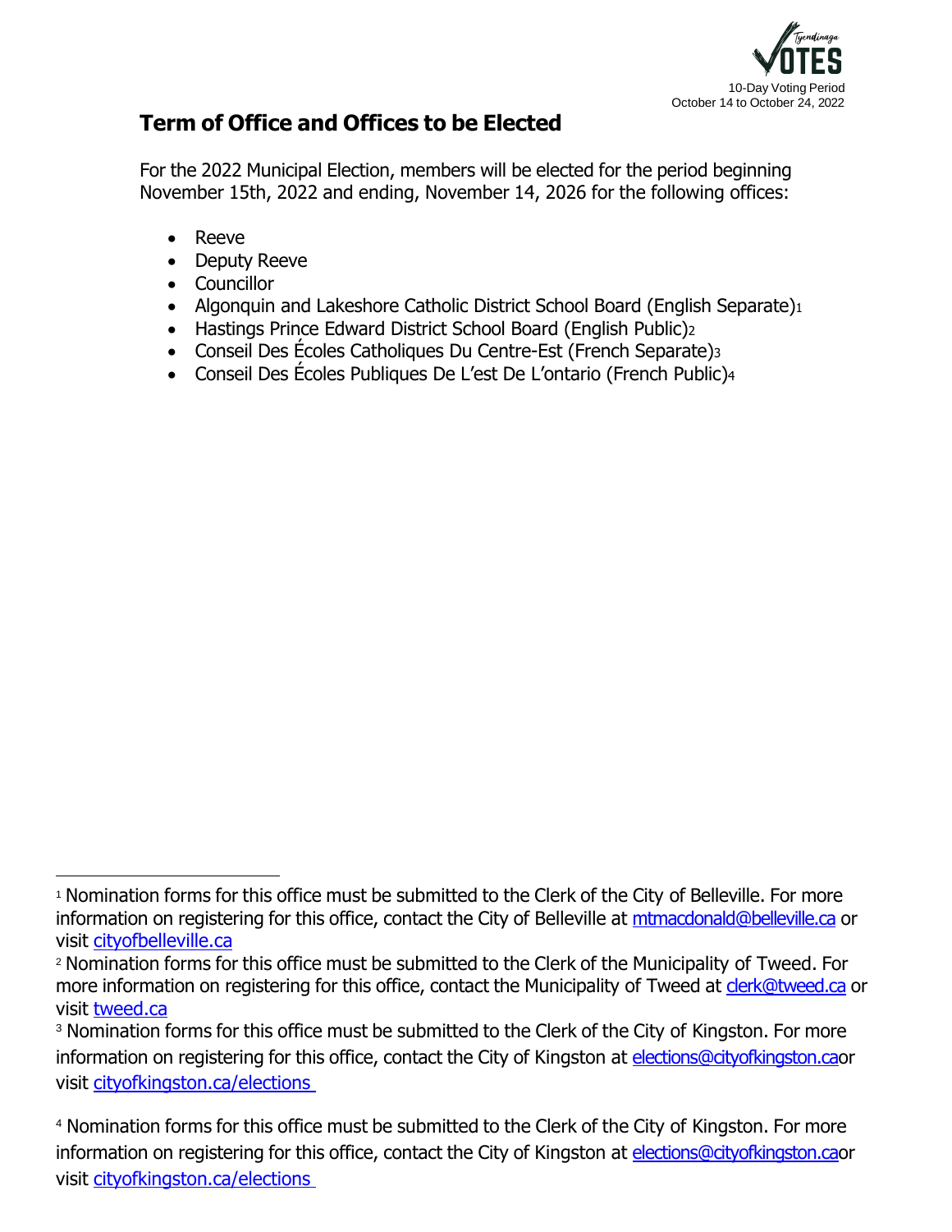## Term of Office and Offices to be Elected

For the 2022 Municipal Election, members will be elected for the period beginning November 15th, 2022 and ending, November 14, 2026 for the following offices:

- Reeve
- Deputy Reeve
- Councillor
- Algonquin and Lakeshore Catholic District School Board (English Separate)[1]
- Hastings Prince Edward District School Board (English Public)[2]
- Conseil Des Écoles Catholiques Du Centre-Est (French Separate)[3]
- Conseil Des Écoles Publiques De L'est De L'ontario (French Public)[4]

---

[1] Nomination forms for this office must be submitted to the Clerk of the City of Belleville. For more information on registering for this office, contact the City of Belleville at mtmacdonald@belleville.ca or visit cityofbelleville.ca

[2] Nomination forms for this office must be submitted to the Clerk of the Municipality of Tweed. For more information on registering for this office, contact the Municipality of Tweed at clerk@tweed.ca or visit tweed.ca

[3] Nomination forms for this office must be submitted to the Clerk of the City of Kingston. For more information on registering for this office, contact the City of Kingston at elections@cityofkingston.caor visit cityofkingston.ca/elections

[4] Nomination forms for this office must be submitted to the Clerk of the City of Kingston. For more information on registering for this office, contact the City of Kingston at elections@cityofkingston.caor visit cityofkingston.ca/elections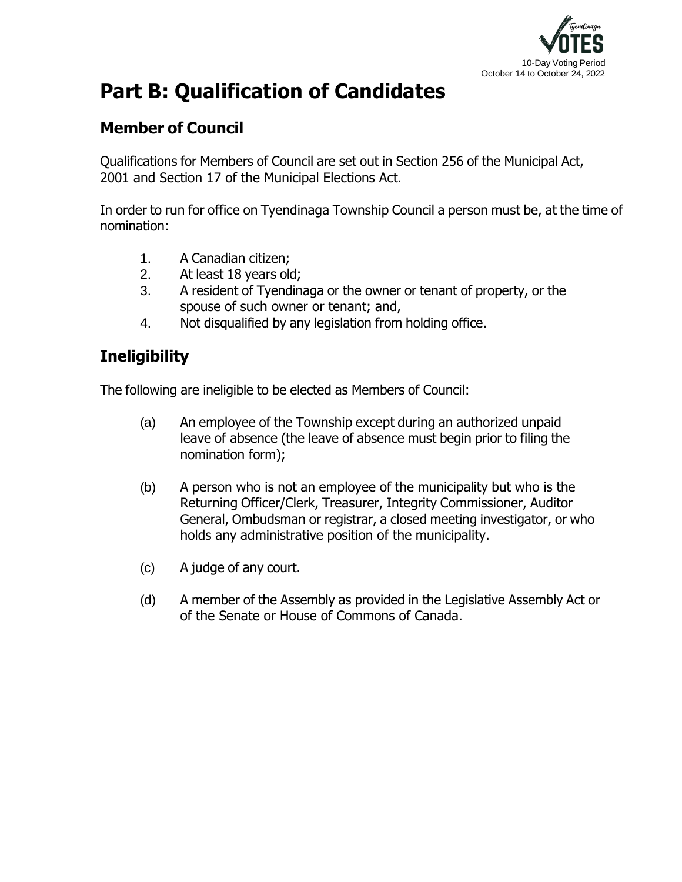# Part B: Qualification of Candidates

## Member of Council

Qualifications for Members of Council are set out in Section 256 of the Municipal Act, 2001 and Section 17 of the Municipal Elections Act.

In order to run for office on Tyendinaga Township Council a person must be, at the time of nomination:

1. A Canadian citizen;
2. At least 18 years old;
3. A resident of Tyendinaga or the owner or tenant of property, or the spouse of such owner or tenant; and,
4. Not disqualified by any legislation from holding office.

## Ineligibility

The following are ineligible to be elected as Members of Council:

(a) An employee of the Township except during an authorized unpaid leave of absence (the leave of absence must begin prior to filing the nomination form);

(b) A person who is not an employee of the municipality but who is the Returning Officer/Clerk, Treasurer, Integrity Commissioner, Auditor General, Ombudsman or registrar, a closed meeting investigator, or who holds any administrative position of the municipality.

(c) A judge of any court.

(d) A member of the Assembly as provided in the Legislative Assembly Act or of the Senate or House of Commons of Canada.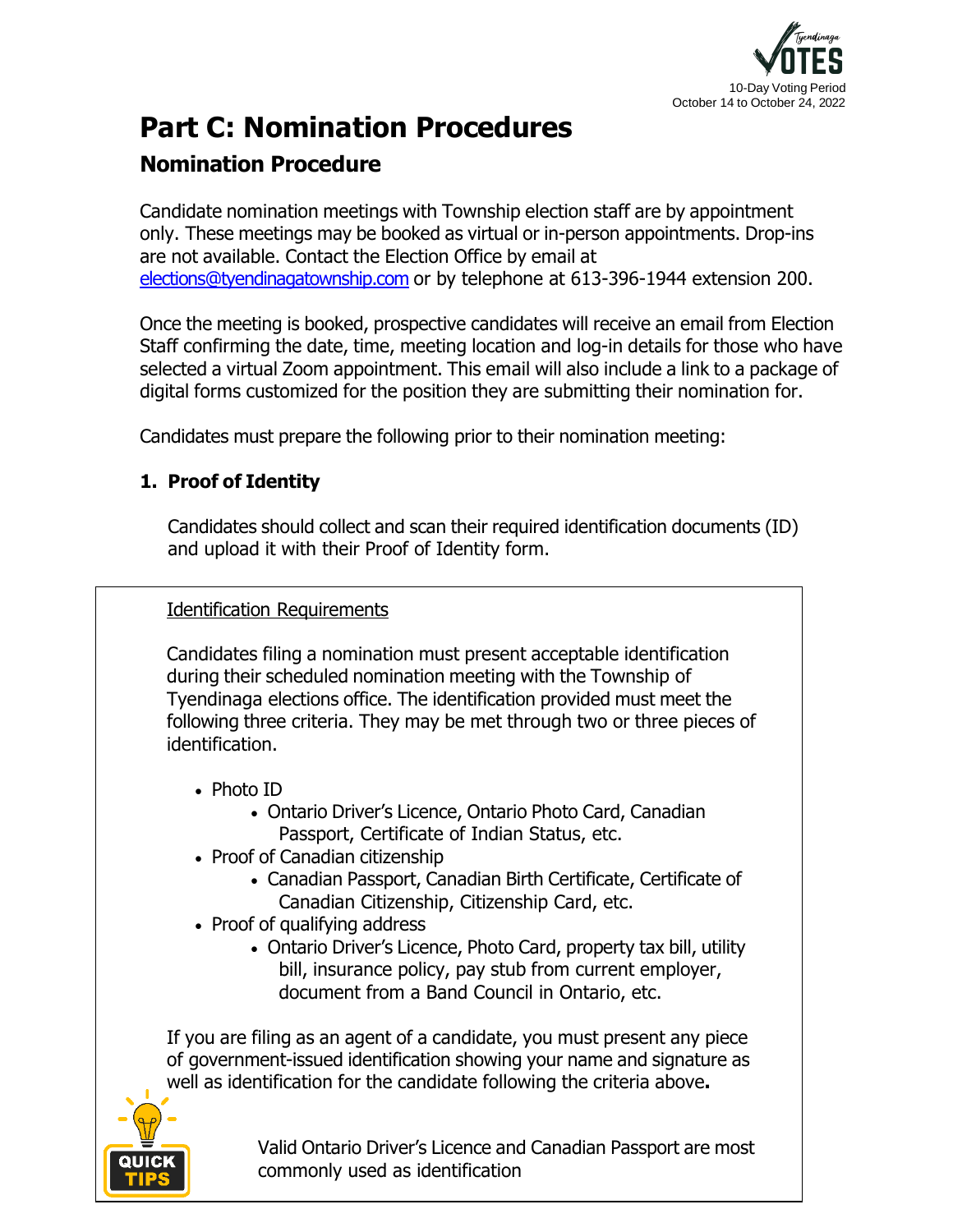# Part C: Nomination Procedures

## Nomination Procedure

Candidate nomination meetings with Township election staff are by appointment only. These meetings may be booked as virtual or in-person appointments. Drop-ins are not available. Contact the Election Office by email at elections@tyendinagatownship.com or by telephone at 613-396-1944 extension 200.

Once the meeting is booked, prospective candidates will receive an email from Election Staff confirming the date, time, meeting location and log-in details for those who have selected a virtual Zoom appointment. This email will also include a link to a package of digital forms customized for the position they are submitting their nomination for.

Candidates must prepare the following prior to their nomination meeting:

### 1. Proof of Identity

Candidates should collect and scan their required identification documents (ID) and upload it with their Proof of Identity form.

Identification Requirements

Candidates filing a nomination must present acceptable identification during their scheduled nomination meeting with the Township of Tyendinaga elections office. The identification provided must meet the following three criteria. They may be met through two or three pieces of identification.

- Photo ID
  - Ontario Driver's Licence, Ontario Photo Card, Canadian Passport, Certificate of Indian Status, etc.
- Proof of Canadian citizenship
  - Canadian Passport, Canadian Birth Certificate, Certificate of Canadian Citizenship, Citizenship Card, etc.
- Proof of qualifying address
  - Ontario Driver's Licence, Photo Card, property tax bill, utility bill, insurance policy, pay stub from current employer, document from a Band Council in Ontario, etc.

If you are filing as an agent of a candidate, you must present any piece of government-issued identification showing your name and signature as well as identification for the candidate following the criteria above.

QUICK TIPS

Valid Ontario Driver's Licence and Canadian Passport are most commonly used as identification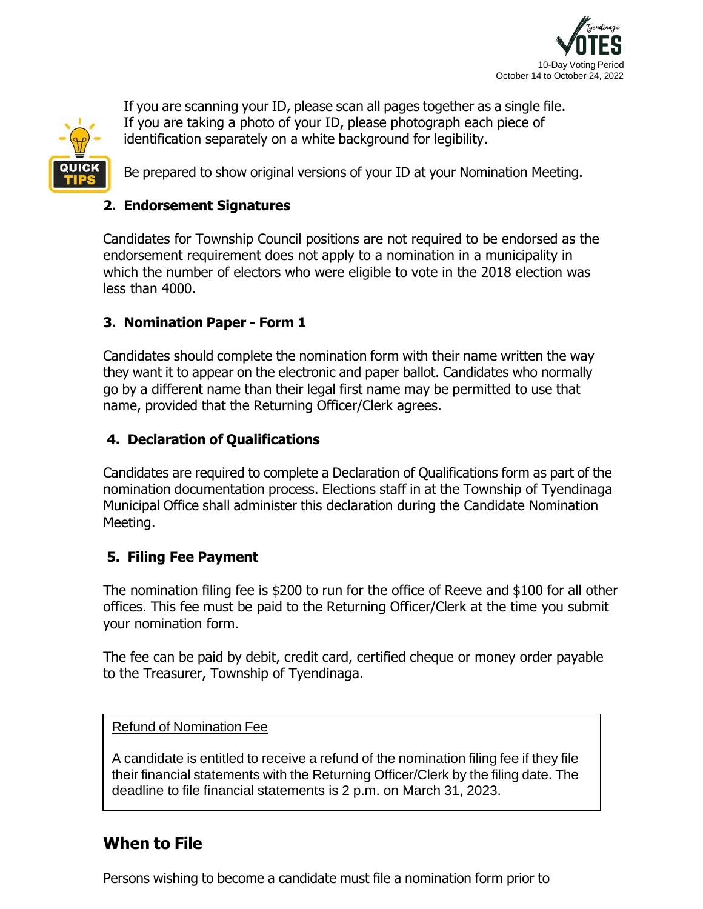If you are scanning your ID, please scan all pages together as a single file. If you are taking a photo of your ID, please photograph each piece of identification separately on a white background for legibility.

Be prepared to show original versions of your ID at your Nomination Meeting.

### 2. Endorsement Signatures

Candidates for Township Council positions are not required to be endorsed as the endorsement requirement does not apply to a nomination in a municipality in which the number of electors who were eligible to vote in the 2018 election was less than 4000.

### 3. Nomination Paper - Form 1

Candidates should complete the nomination form with their name written the way they want it to appear on the electronic and paper ballot. Candidates who normally go by a different name than their legal first name may be permitted to use that name, provided that the Returning Officer/Clerk agrees.

### 4. Declaration of Qualifications

Candidates are required to complete a Declaration of Qualifications form as part of the nomination documentation process. Elections staff in at the Township of Tyendinaga Municipal Office shall administer this declaration during the Candidate Nomination Meeting.

### 5. Filing Fee Payment

The nomination filing fee is $200 to run for the office of Reeve and $100 for all other offices. This fee must be paid to the Returning Officer/Clerk at the time you submit your nomination form.

The fee can be paid by debit, credit card, certified cheque or money order payable to the Treasurer, Township of Tyendinaga.

> Refund of Nomination Fee
>
> A candidate is entitled to receive a refund of the nomination filing fee if they file their financial statements with the Returning Officer/Clerk by the filing date. The deadline to file financial statements is 2 p.m. on March 31, 2023.

## When to File

Persons wishing to become a candidate must file a nomination form prior to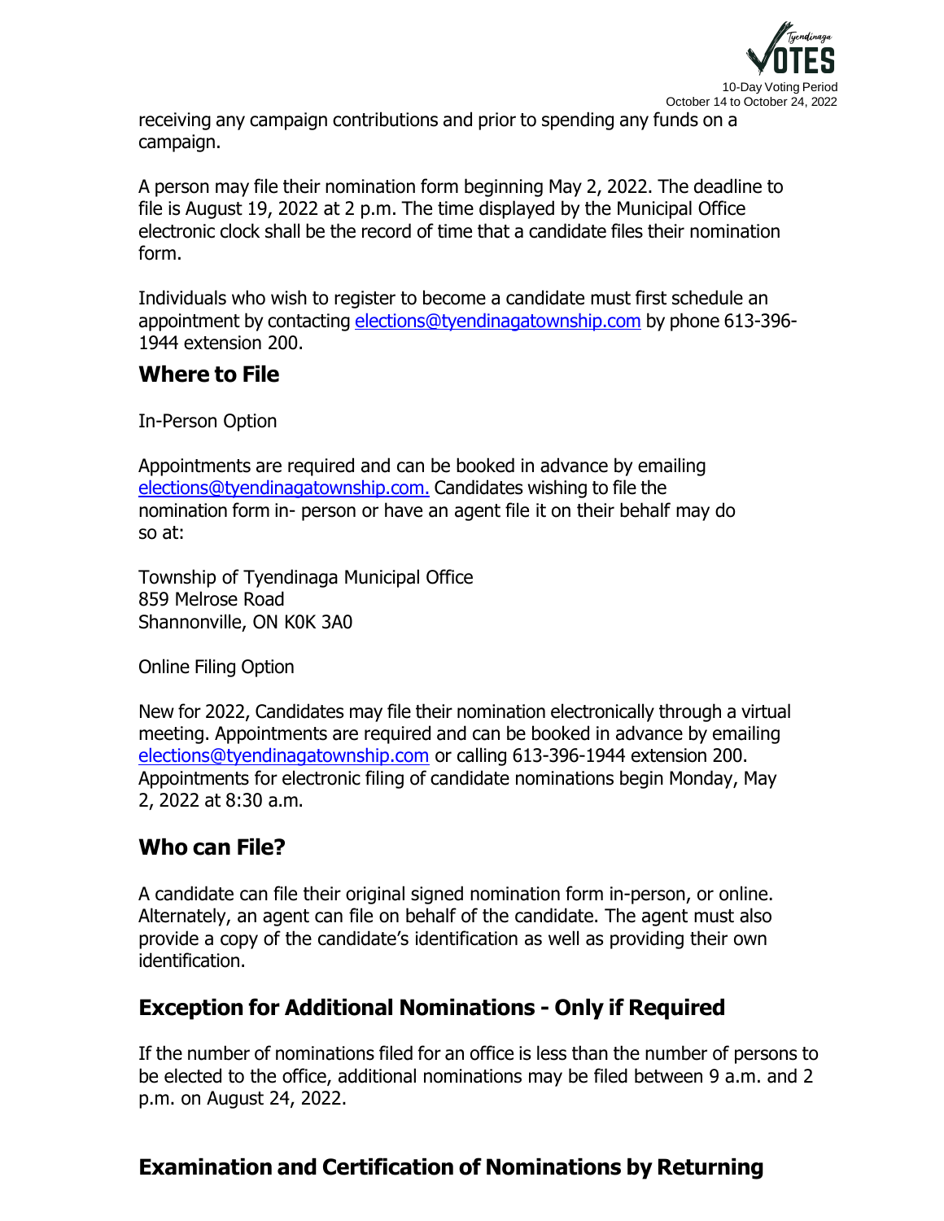receiving any campaign contributions and prior to spending any funds on a campaign.

A person may file their nomination form beginning May 2, 2022. The deadline to file is August 19, 2022 at 2 p.m. The time displayed by the Municipal Office electronic clock shall be the record of time that a candidate files their nomination form.

Individuals who wish to register to become a candidate must first schedule an appointment by contacting elections@tyendinagatownship.com by phone 613-396-1944 extension 200.

## Where to File

In-Person Option

Appointments are required and can be booked in advance by emailing elections@tyendinagatownship.com. Candidates wishing to file the nomination form in- person or have an agent file it on their behalf may do so at:

Township of Tyendinaga Municipal Office
859 Melrose Road
Shannonville, ON K0K 3A0

Online Filing Option

New for 2022, Candidates may file their nomination electronically through a virtual meeting. Appointments are required and can be booked in advance by emailing elections@tyendinagatownship.com or calling 613-396-1944 extension 200. Appointments for electronic filing of candidate nominations begin Monday, May 2, 2022 at 8:30 a.m.

## Who can File?

A candidate can file their original signed nomination form in-person, or online. Alternately, an agent can file on behalf of the candidate. The agent must also provide a copy of the candidate's identification as well as providing their own identification.

## Exception for Additional Nominations - Only if Required

If the number of nominations filed for an office is less than the number of persons to be elected to the office, additional nominations may be filed between 9 a.m. and 2 p.m. on August 24, 2022.

## Examination and Certification of Nominations by Returning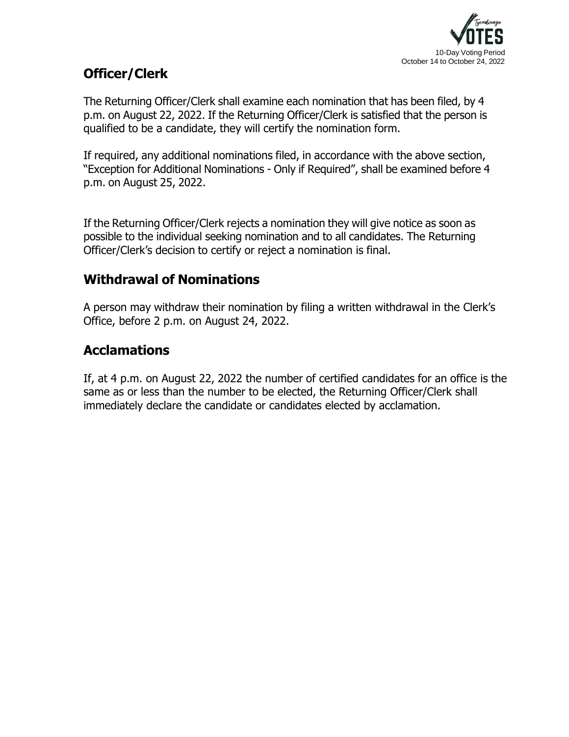## Officer/Clerk

The Returning Officer/Clerk shall examine each nomination that has been filed, by 4 p.m. on August 22, 2022. If the Returning Officer/Clerk is satisfied that the person is qualified to be a candidate, they will certify the nomination form.

If required, any additional nominations filed, in accordance with the above section, "Exception for Additional Nominations - Only if Required", shall be examined before 4 p.m. on August 25, 2022.

If the Returning Officer/Clerk rejects a nomination they will give notice as soon as possible to the individual seeking nomination and to all candidates. The Returning Officer/Clerk's decision to certify or reject a nomination is final.

## Withdrawal of Nominations

A person may withdraw their nomination by filing a written withdrawal in the Clerk's Office, before 2 p.m. on August 24, 2022.

## Acclamations

If, at 4 p.m. on August 22, 2022 the number of certified candidates for an office is the same as or less than the number to be elected, the Returning Officer/Clerk shall immediately declare the candidate or candidates elected by acclamation.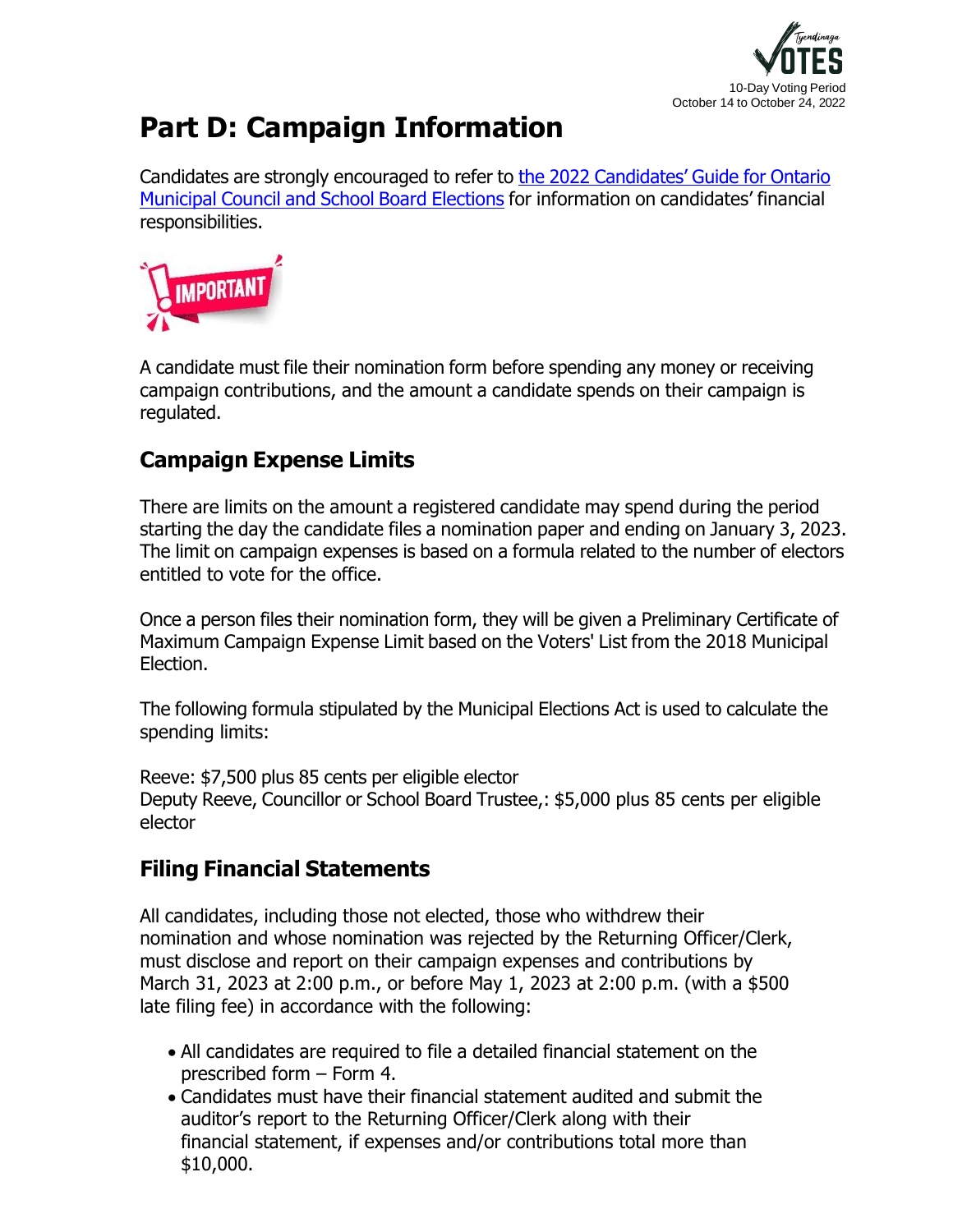# Part D: Campaign Information

Candidates are strongly encouraged to refer to [the 2022 Candidates' Guide for Ontario Municipal Council and School Board Elections](#) for information on candidates' financial responsibilities.

IMPORTANT

A candidate must file their nomination form before spending any money or receiving campaign contributions, and the amount a candidate spends on their campaign is regulated.

## Campaign Expense Limits

There are limits on the amount a registered candidate may spend during the period starting the day the candidate files a nomination paper and ending on January 3, 2023. The limit on campaign expenses is based on a formula related to the number of electors entitled to vote for the office.

Once a person files their nomination form, they will be given a Preliminary Certificate of Maximum Campaign Expense Limit based on the Voters' List from the 2018 Municipal Election.

The following formula stipulated by the Municipal Elections Act is used to calculate the spending limits:

Reeve: $7,500 plus 85 cents per eligible elector
Deputy Reeve, Councillor or School Board Trustee,: $5,000 plus 85 cents per eligible elector

## Filing Financial Statements

All candidates, including those not elected, those who withdrew their nomination and whose nomination was rejected by the Returning Officer/Clerk, must disclose and report on their campaign expenses and contributions by March 31, 2023 at 2:00 p.m., or before May 1, 2023 at 2:00 p.m. (with a $500 late filing fee) in accordance with the following:

- All candidates are required to file a detailed financial statement on the prescribed form – Form 4.
- Candidates must have their financial statement audited and submit the auditor's report to the Returning Officer/Clerk along with their financial statement, if expenses and/or contributions total more than $10,000.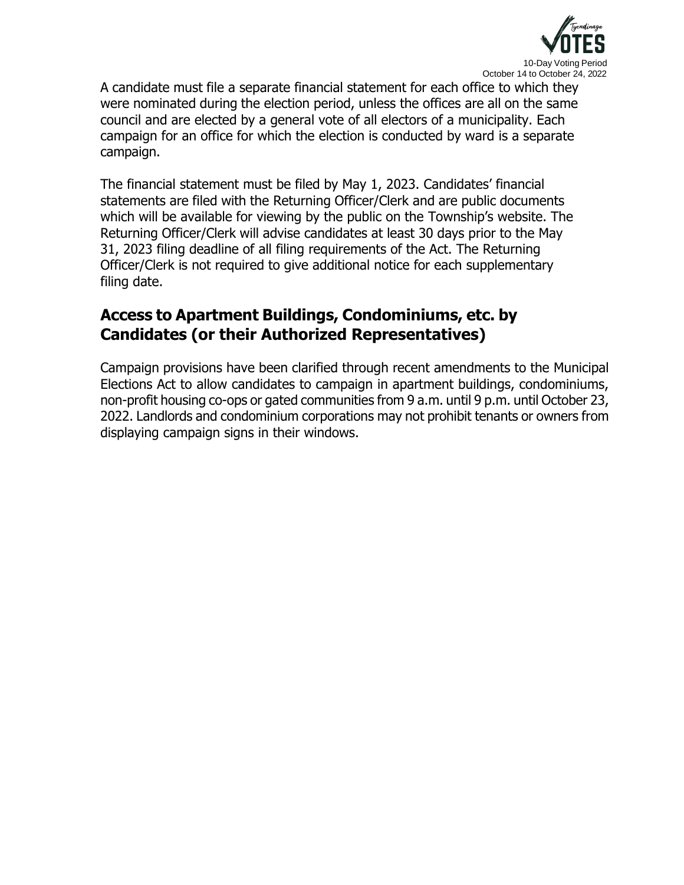A candidate must file a separate financial statement for each office to which they were nominated during the election period, unless the offices are all on the same council and are elected by a general vote of all electors of a municipality. Each campaign for an office for which the election is conducted by ward is a separate campaign.

The financial statement must be filed by May 1, 2023. Candidates' financial statements are filed with the Returning Officer/Clerk and are public documents which will be available for viewing by the public on the Township's website. The Returning Officer/Clerk will advise candidates at least 30 days prior to the May 31, 2023 filing deadline of all filing requirements of the Act. The Returning Officer/Clerk is not required to give additional notice for each supplementary filing date.

## Access to Apartment Buildings, Condominiums, etc. by Candidates (or their Authorized Representatives)

Campaign provisions have been clarified through recent amendments to the Municipal Elections Act to allow candidates to campaign in apartment buildings, condominiums, non-profit housing co-ops or gated communities from 9 a.m. until 9 p.m. until October 23, 2022. Landlords and condominium corporations may not prohibit tenants or owners from displaying campaign signs in their windows.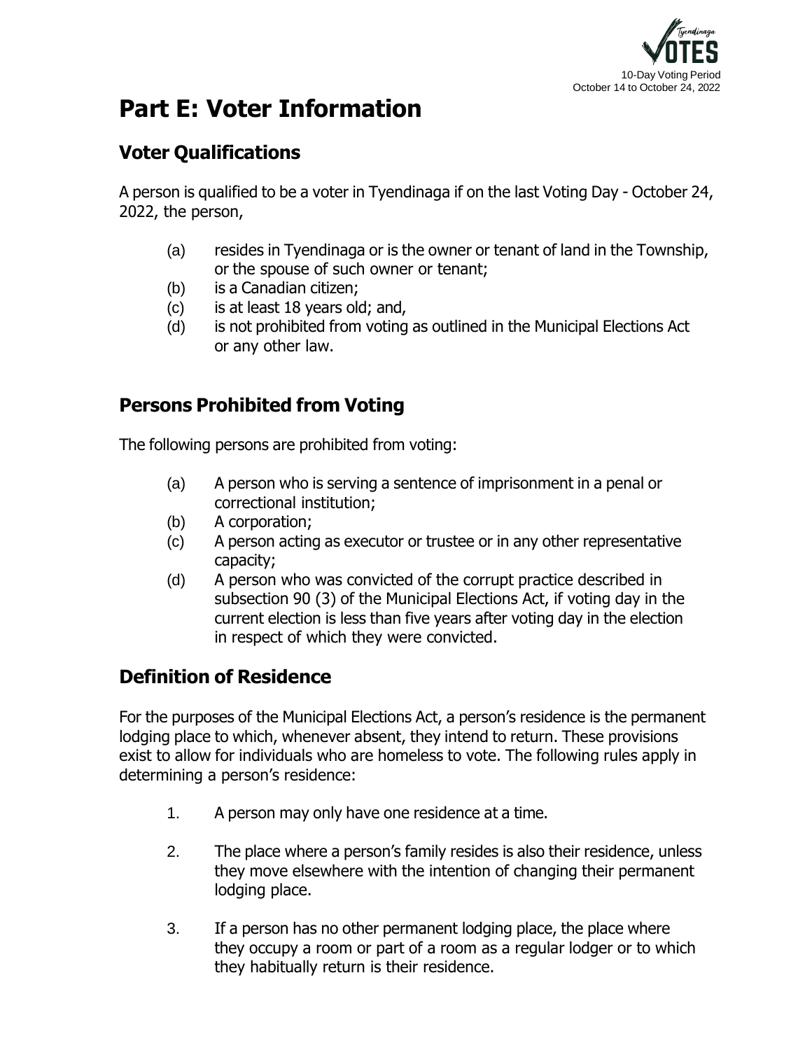# Part E: Voter Information

## Voter Qualifications

A person is qualified to be a voter in Tyendinaga if on the last Voting Day - October 24, 2022, the person,

(a) resides in Tyendinaga or is the owner or tenant of land in the Township, or the spouse of such owner or tenant;

(b) is a Canadian citizen;

(c) is at least 18 years old; and,

(d) is not prohibited from voting as outlined in the Municipal Elections Act or any other law.

## Persons Prohibited from Voting

The following persons are prohibited from voting:

(a) A person who is serving a sentence of imprisonment in a penal or correctional institution;

(b) A corporation;

(c) A person acting as executor or trustee or in any other representative capacity;

(d) A person who was convicted of the corrupt practice described in subsection 90 (3) of the Municipal Elections Act, if voting day in the current election is less than five years after voting day in the election in respect of which they were convicted.

## Definition of Residence

For the purposes of the Municipal Elections Act, a person's residence is the permanent lodging place to which, whenever absent, they intend to return. These provisions exist to allow for individuals who are homeless to vote. The following rules apply in determining a person's residence:

1. A person may only have one residence at a time.

2. The place where a person's family resides is also their residence, unless they move elsewhere with the intention of changing their permanent lodging place.

3. If a person has no other permanent lodging place, the place where they occupy a room or part of a room as a regular lodger or to which they habitually return is their residence.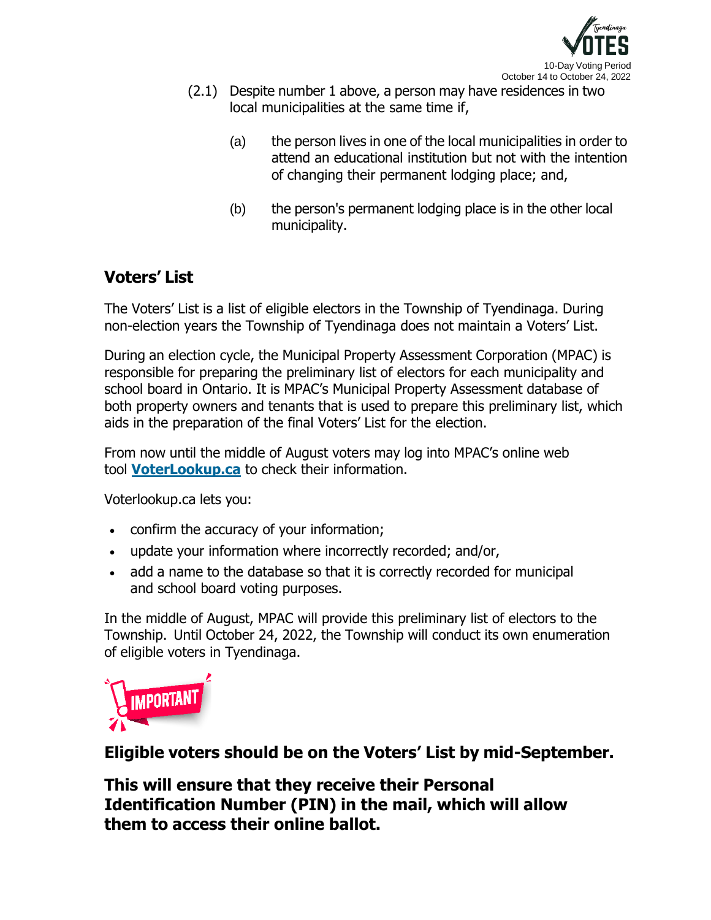(2.1) Despite number 1 above, a person may have residences in two local municipalities at the same time if,

(a) the person lives in one of the local municipalities in order to attend an educational institution but not with the intention of changing their permanent lodging place; and,

(b) the person's permanent lodging place is in the other local municipality.

## Voters' List

The Voters' List is a list of eligible electors in the Township of Tyendinaga. During non-election years the Township of Tyendinaga does not maintain a Voters' List.

During an election cycle, the Municipal Property Assessment Corporation (MPAC) is responsible for preparing the preliminary list of electors for each municipality and school board in Ontario. It is MPAC's Municipal Property Assessment database of both property owners and tenants that is used to prepare this preliminary list, which aids in the preparation of the final Voters' List for the election.

From now until the middle of August voters may log into MPAC's online web tool **VoterLookup.ca** to check their information.

Voterlookup.ca lets you:

- confirm the accuracy of your information;
- update your information where incorrectly recorded; and/or,
- add a name to the database so that it is correctly recorded for municipal and school board voting purposes.

In the middle of August, MPAC will provide this preliminary list of electors to the Township. Until October 24, 2022, the Township will conduct its own enumeration of eligible voters in Tyendinaga.

IMPORTANT

**Eligible voters should be on the Voters' List by mid-September.**

**This will ensure that they receive their Personal Identification Number (PIN) in the mail, which will allow them to access their online ballot.**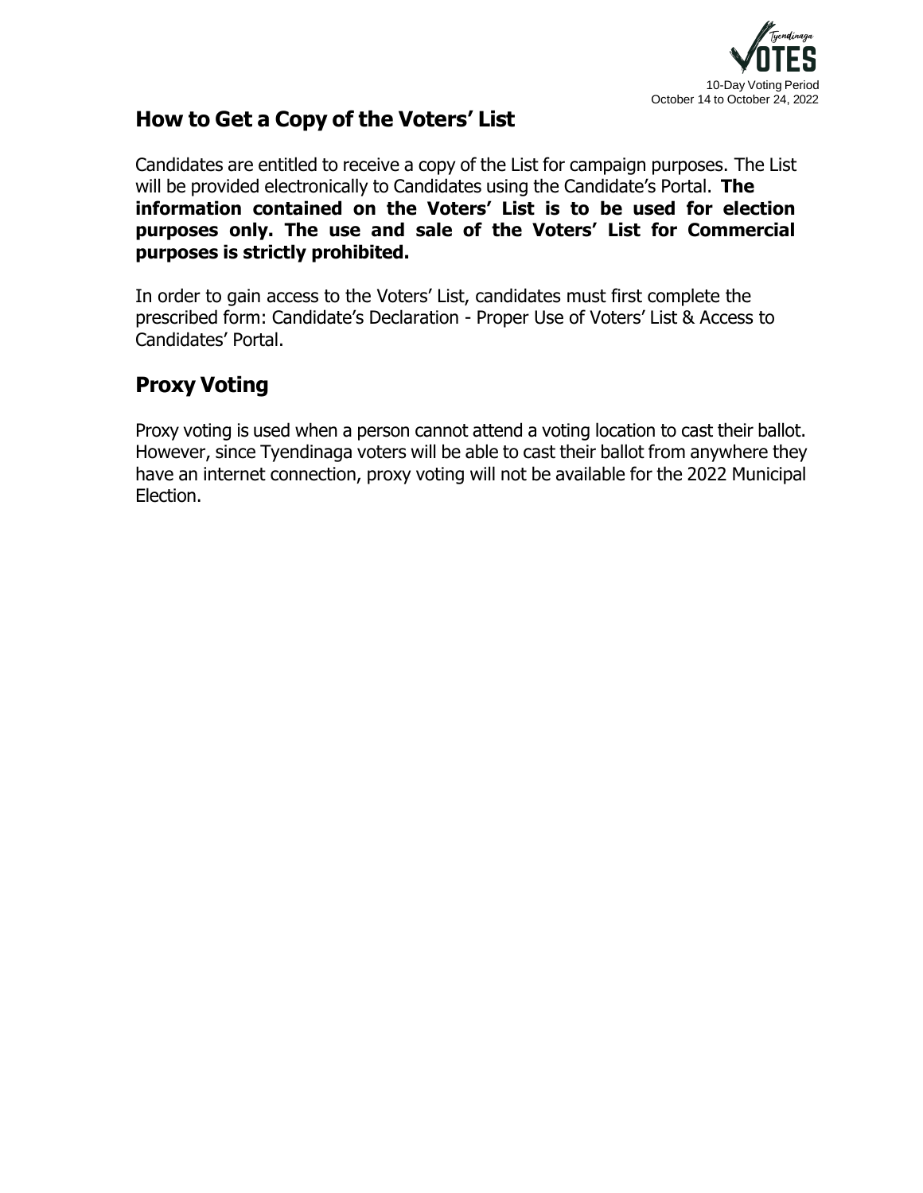## How to Get a Copy of the Voters' List

Candidates are entitled to receive a copy of the List for campaign purposes. The List will be provided electronically to Candidates using the Candidate's Portal. **The information contained on the Voters' List is to be used for election purposes only. The use and sale of the Voters' List for Commercial purposes is strictly prohibited.**

In order to gain access to the Voters' List, candidates must first complete the prescribed form: Candidate's Declaration - Proper Use of Voters' List & Access to Candidates' Portal.

## Proxy Voting

Proxy voting is used when a person cannot attend a voting location to cast their ballot. However, since Tyendinaga voters will be able to cast their ballot from anywhere they have an internet connection, proxy voting will not be available for the 2022 Municipal Election.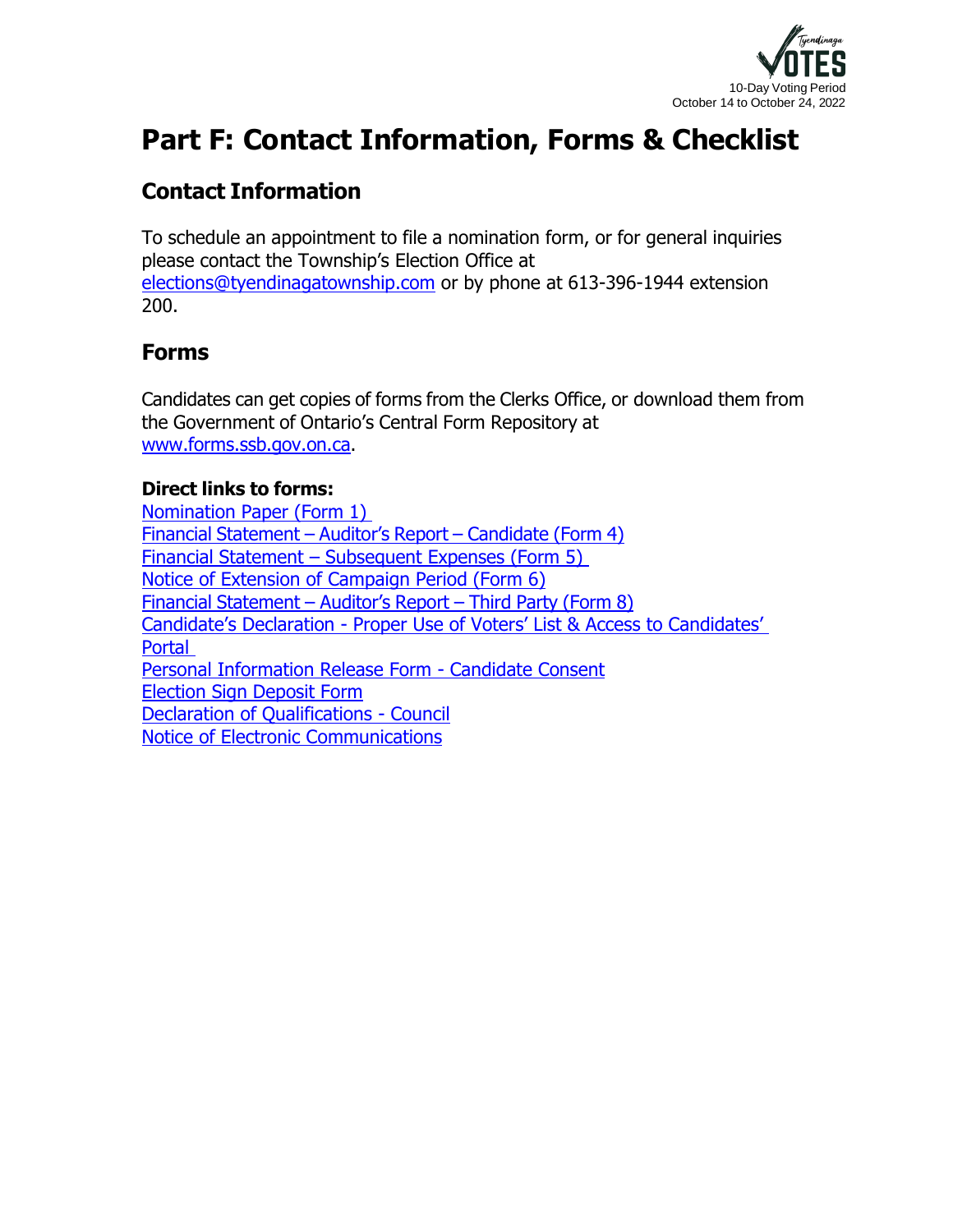# Part F: Contact Information, Forms & Checklist

## Contact Information

To schedule an appointment to file a nomination form, or for general inquiries please contact the Township's Election Office at elections@tyendinagatownship.com or by phone at 613-396-1944 extension 200.

## Forms

Candidates can get copies of forms from the Clerks Office, or download them from the Government of Ontario's Central Form Repository at www.forms.ssb.gov.on.ca.

**Direct links to forms:**

Nomination Paper (Form 1)
Financial Statement – Auditor's Report – Candidate (Form 4)
Financial Statement – Subsequent Expenses (Form 5)
Notice of Extension of Campaign Period (Form 6)
Financial Statement – Auditor's Report – Third Party (Form 8)
Candidate's Declaration - Proper Use of Voters' List & Access to Candidates' Portal
Personal Information Release Form - Candidate Consent
Election Sign Deposit Form
Declaration of Qualifications - Council
Notice of Electronic Communications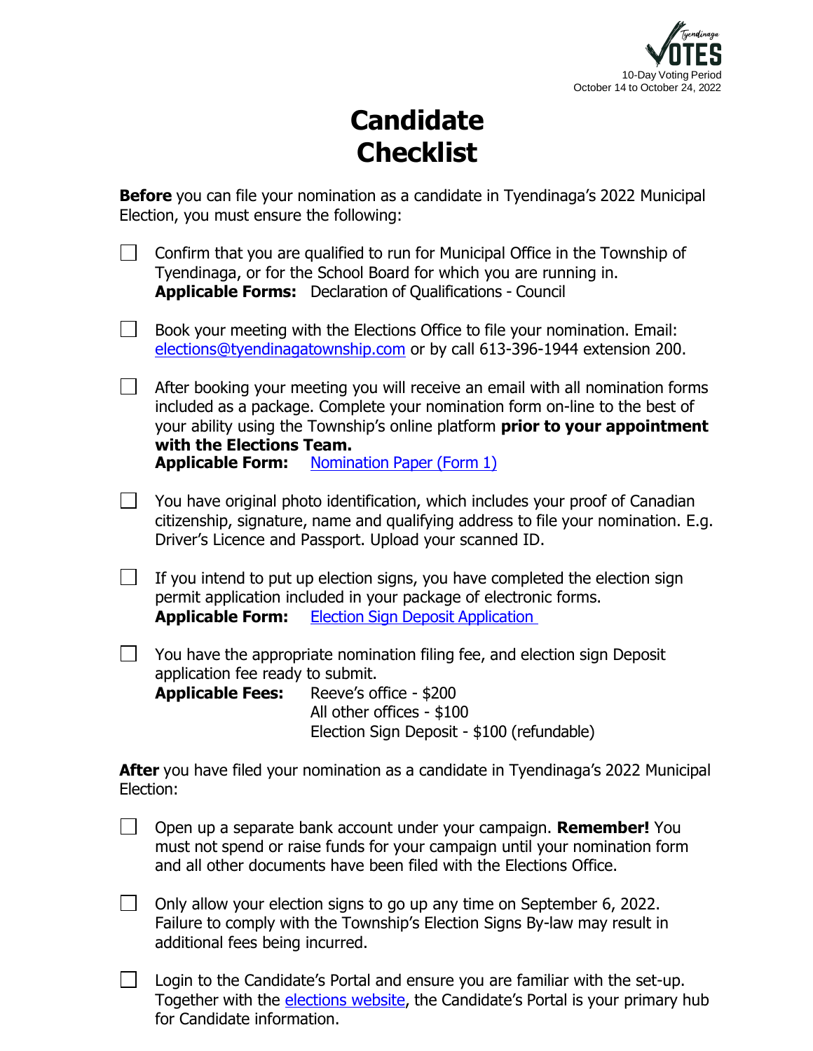Tyendinaga VOTES
10-Day Voting Period
October 14 to October 24, 2022

# Candidate Checklist

**Before** you can file your nomination as a candidate in Tyendinaga's 2022 Municipal Election, you must ensure the following:

- [ ] Confirm that you are qualified to run for Municipal Office in the Township of Tyendinaga, or for the School Board for which you are running in.
  **Applicable Forms:** Declaration of Qualifications - Council

- [ ] Book your meeting with the Elections Office to file your nomination. Email: elections@tyendinagatownship.com or by call 613-396-1944 extension 200.

- [ ] After booking your meeting you will receive an email with all nomination forms included as a package. Complete your nomination form on-line to the best of your ability using the Township's online platform **prior to your appointment with the Elections Team.**
  **Applicable Form:** Nomination Paper (Form 1)

- [ ] You have original photo identification, which includes your proof of Canadian citizenship, signature, name and qualifying address to file your nomination. E.g. Driver's Licence and Passport. Upload your scanned ID.

- [ ] If you intend to put up election signs, you have completed the election sign permit application included in your package of electronic forms.
  **Applicable Form:** Election Sign Deposit Application

- [ ] You have the appropriate nomination filing fee, and election sign Deposit application fee ready to submit.
  **Applicable Fees:** Reeve's office - $200
  All other offices - $100
  Election Sign Deposit - $100 (refundable)

**After** you have filed your nomination as a candidate in Tyendinaga's 2022 Municipal Election:

- [ ] Open up a separate bank account under your campaign. **Remember!** You must not spend or raise funds for your campaign until your nomination form and all other documents have been filed with the Elections Office.

- [ ] Only allow your election signs to go up any time on September 6, 2022. Failure to comply with the Township's Election Signs By-law may result in additional fees being incurred.

- [ ] Login to the Candidate's Portal and ensure you are familiar with the set-up. Together with the elections website, the Candidate's Portal is your primary hub for Candidate information.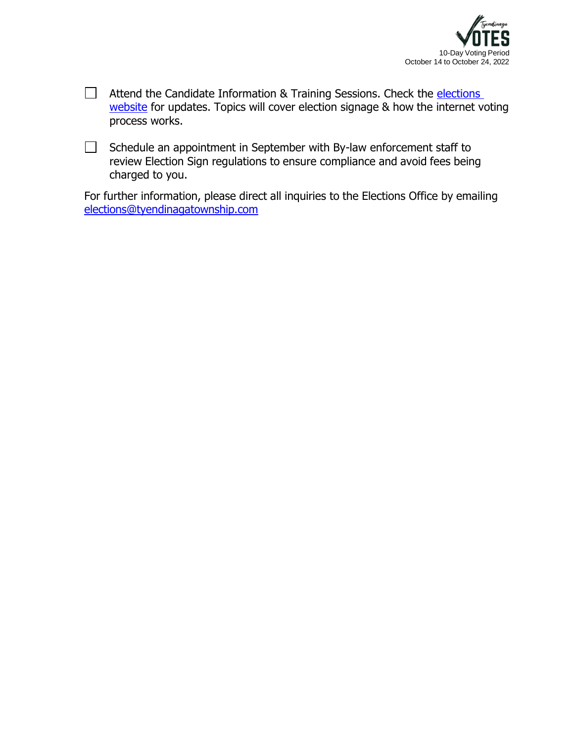- [ ] Attend the Candidate Information & Training Sessions. Check the [elections website]() for updates. Topics will cover election signage & how the internet voting process works.

- [ ] Schedule an appointment in September with By-law enforcement staff to review Election Sign regulations to ensure compliance and avoid fees being charged to you.

For further information, please direct all inquiries to the Elections Office by emailing elections@tyendinagatownship.com